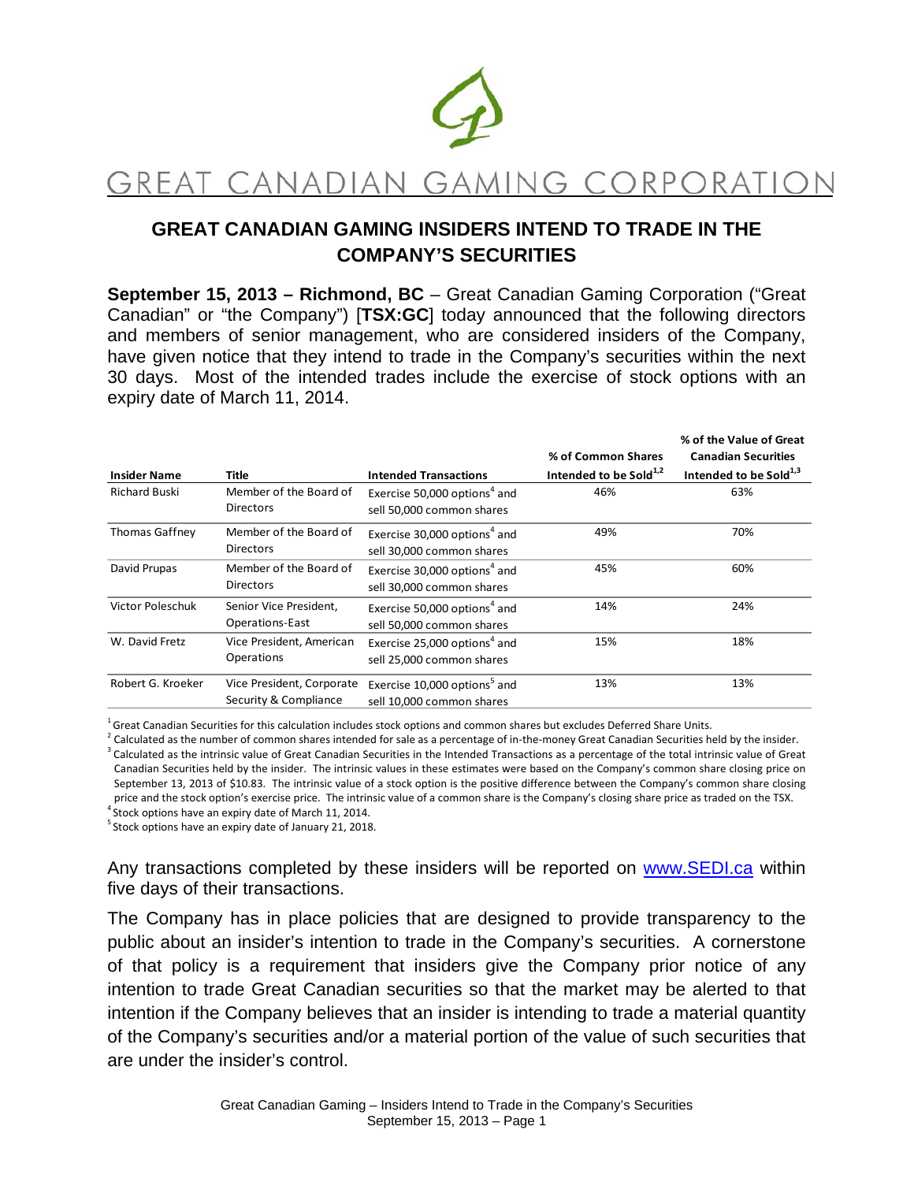# GREAT CANADIAN GAMING CORPORATION

## GREAT CANADIAN GAMING INSIDERS INTEND TO TRADE IN THE COMPANY'S SECURITIES

**September 15, 2013 – Richmond, BC** – Great Canadian Gaming Corporation ("Great Canadian" or "the Company") [**TSX:GC**] today announced that the following directors and members of senior management, who are considered insiders of the Company, have given notice that they intend to trade in the Company's securities within the next 30 days. Most of the intended trades include the exercise of stock options with an expiry date of March 11, 2014.

| Insider Name | Title | Intended Transactions | % of Common Shares Intended to be Sold[1,2] | % of the Value of Great Canadian Securities Intended to be Sold[1,3] |
|---|---|---|---|---|
| Richard Buski | Member of the Board of Directors | Exercise 50,000 options[4] and sell 50,000 common shares | 46% | 63% |
| Thomas Gaffney | Member of the Board of Directors | Exercise 30,000 options[4] and sell 30,000 common shares | 49% | 70% |
| David Prupas | Member of the Board of Directors | Exercise 30,000 options[4] and sell 30,000 common shares | 45% | 60% |
| Victor Poleschuk | Senior Vice President, Operations-East | Exercise 50,000 options[4] and sell 50,000 common shares | 14% | 24% |
| W. David Fretz | Vice President, American Operations | Exercise 25,000 options[4] and sell 25,000 common shares | 15% | 18% |
| Robert G. Kroeker | Vice President, Corporate Security & Compliance | Exercise 10,000 options[5] and sell 10,000 common shares | 13% | 13% |

[1] Great Canadian Securities for this calculation includes stock options and common shares but excludes Deferred Share Units.
[2] Calculated as the number of common shares intended for sale as a percentage of in-the-money Great Canadian Securities held by the insider.
[3] Calculated as the intrinsic value of Great Canadian Securities in the Intended Transactions as a percentage of the total intrinsic value of Great Canadian Securities held by the insider. The intrinsic values in these estimates were based on the Company's common share closing price on September 13, 2013 of $10.83. The intrinsic value of a stock option is the positive difference between the Company's common share closing price and the stock option's exercise price. The intrinsic value of a common share is the Company's closing share price as traded on the TSX.
[4] Stock options have an expiry date of March 11, 2014.
[5] Stock options have an expiry date of January 21, 2018.

Any transactions completed by these insiders will be reported on www.SEDI.ca within five days of their transactions.

The Company has in place policies that are designed to provide transparency to the public about an insider's intention to trade in the Company's securities. A cornerstone of that policy is a requirement that insiders give the Company prior notice of any intention to trade Great Canadian securities so that the market may be alerted to that intention if the Company believes that an insider is intending to trade a material quantity of the Company's securities and/or a material portion of the value of such securities that are under the insider's control.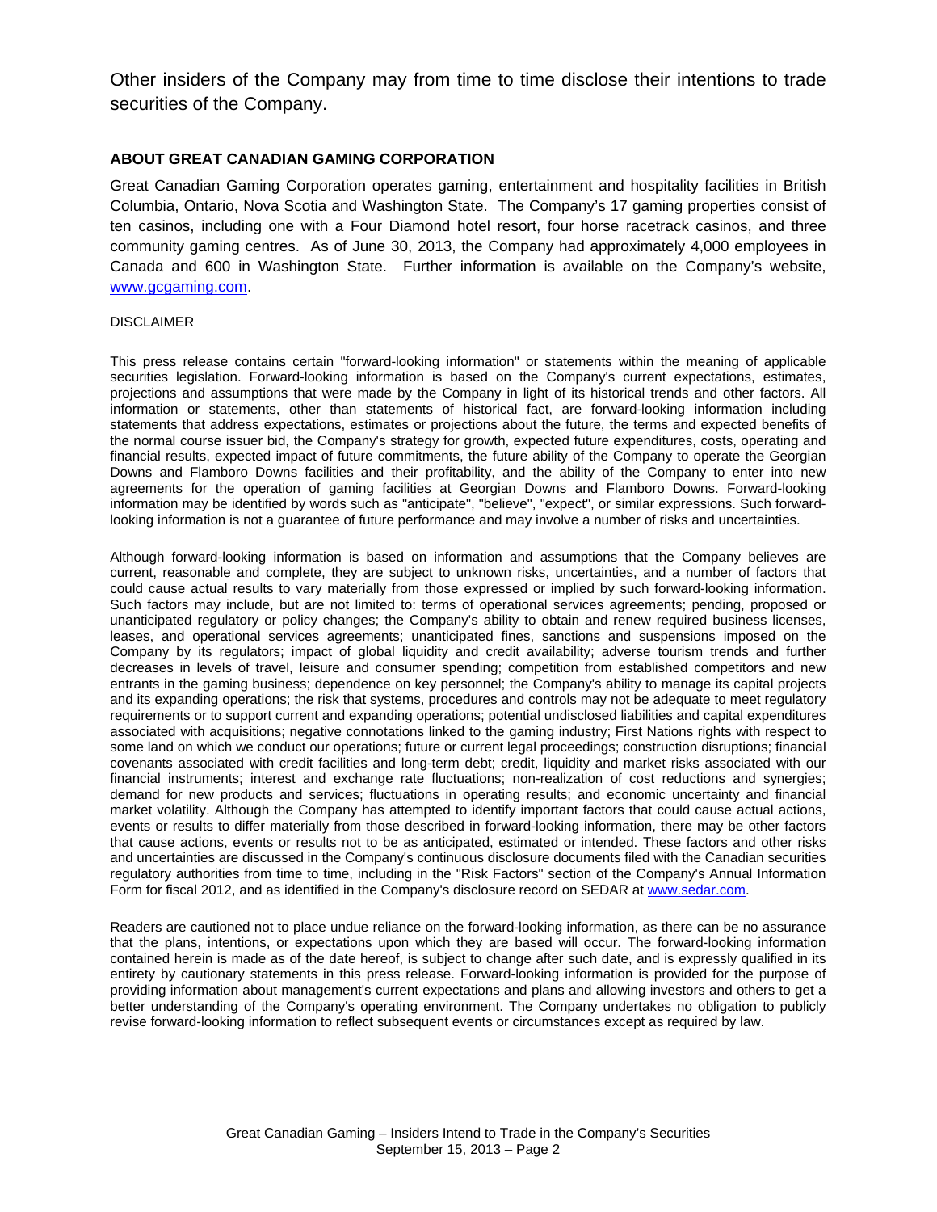Other insiders of the Company may from time to time disclose their intentions to trade securities of the Company.

## ABOUT GREAT CANADIAN GAMING CORPORATION

Great Canadian Gaming Corporation operates gaming, entertainment and hospitality facilities in British Columbia, Ontario, Nova Scotia and Washington State. The Company's 17 gaming properties consist of ten casinos, including one with a Four Diamond hotel resort, four horse racetrack casinos, and three community gaming centres. As of June 30, 2013, the Company had approximately 4,000 employees in Canada and 600 in Washington State. Further information is available on the Company's website, www.gcgaming.com.

DISCLAIMER

This press release contains certain "forward-looking information" or statements within the meaning of applicable securities legislation. Forward-looking information is based on the Company's current expectations, estimates, projections and assumptions that were made by the Company in light of its historical trends and other factors. All information or statements, other than statements of historical fact, are forward-looking information including statements that address expectations, estimates or projections about the future, the terms and expected benefits of the normal course issuer bid, the Company's strategy for growth, expected future expenditures, costs, operating and financial results, expected impact of future commitments, the future ability of the Company to operate the Georgian Downs and Flamboro Downs facilities and their profitability, and the ability of the Company to enter into new agreements for the operation of gaming facilities at Georgian Downs and Flamboro Downs. Forward-looking information may be identified by words such as "anticipate", "believe", "expect", or similar expressions. Such forward-looking information is not a guarantee of future performance and may involve a number of risks and uncertainties.

Although forward-looking information is based on information and assumptions that the Company believes are current, reasonable and complete, they are subject to unknown risks, uncertainties, and a number of factors that could cause actual results to vary materially from those expressed or implied by such forward-looking information. Such factors may include, but are not limited to: terms of operational services agreements; pending, proposed or unanticipated regulatory or policy changes; the Company's ability to obtain and renew required business licenses, leases, and operational services agreements; unanticipated fines, sanctions and suspensions imposed on the Company by its regulators; impact of global liquidity and credit availability; adverse tourism trends and further decreases in levels of travel, leisure and consumer spending; competition from established competitors and new entrants in the gaming business; dependence on key personnel; the Company's ability to manage its capital projects and its expanding operations; the risk that systems, procedures and controls may not be adequate to meet regulatory requirements or to support current and expanding operations; potential undisclosed liabilities and capital expenditures associated with acquisitions; negative connotations linked to the gaming industry; First Nations rights with respect to some land on which we conduct our operations; future or current legal proceedings; construction disruptions; financial covenants associated with credit facilities and long-term debt; credit, liquidity and market risks associated with our financial instruments; interest and exchange rate fluctuations; non-realization of cost reductions and synergies; demand for new products and services; fluctuations in operating results; and economic uncertainty and financial market volatility. Although the Company has attempted to identify important factors that could cause actual actions, events or results to differ materially from those described in forward-looking information, there may be other factors that cause actions, events or results not to be as anticipated, estimated or intended. These factors and other risks and uncertainties are discussed in the Company's continuous disclosure documents filed with the Canadian securities regulatory authorities from time to time, including in the "Risk Factors" section of the Company's Annual Information Form for fiscal 2012, and as identified in the Company's disclosure record on SEDAR at www.sedar.com.

Readers are cautioned not to place undue reliance on the forward-looking information, as there can be no assurance that the plans, intentions, or expectations upon which they are based will occur. The forward-looking information contained herein is made as of the date hereof, is subject to change after such date, and is expressly qualified in its entirety by cautionary statements in this press release. Forward-looking information is provided for the purpose of providing information about management's current expectations and plans and allowing investors and others to get a better understanding of the Company's operating environment. The Company undertakes no obligation to publicly revise forward-looking information to reflect subsequent events or circumstances except as required by law.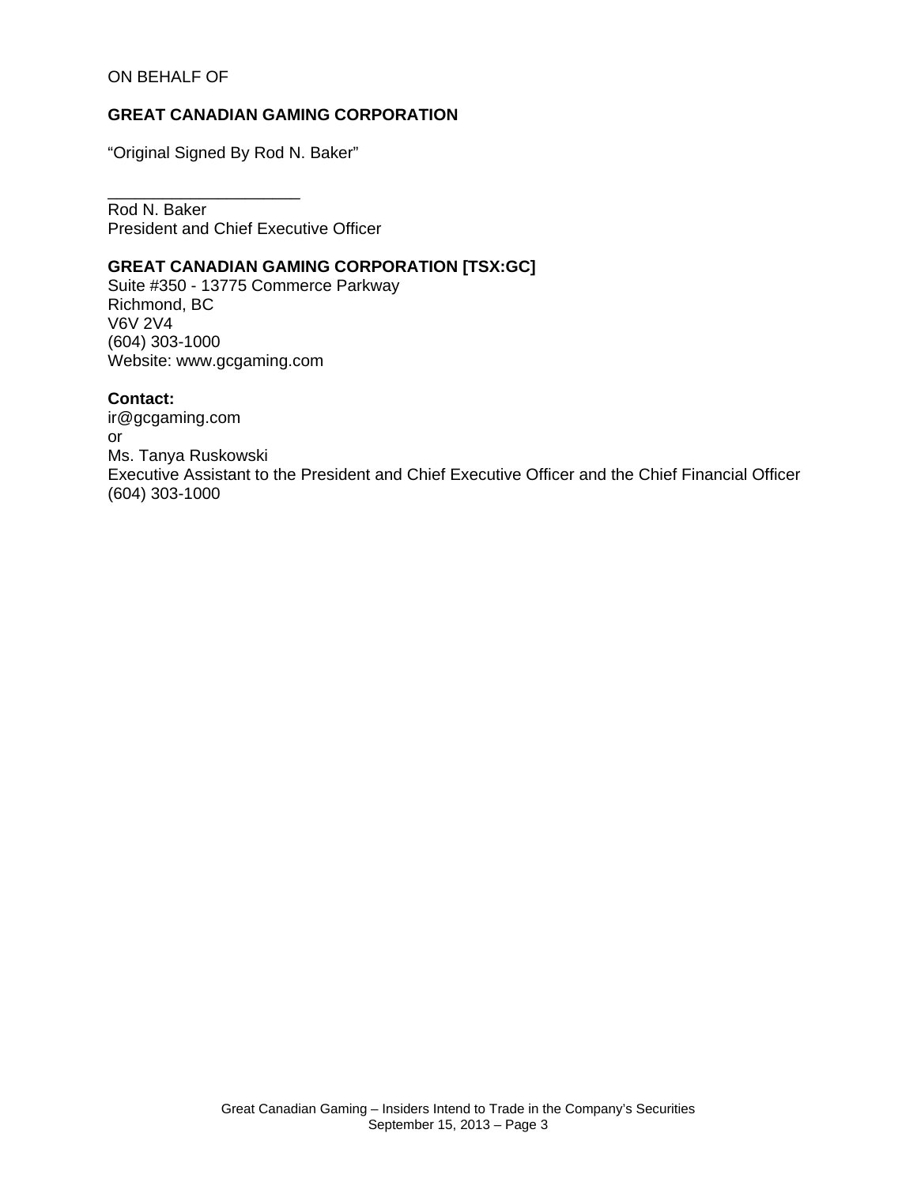ON BEHALF OF

**GREAT CANADIAN GAMING CORPORATION**

"Original Signed By Rod N. Baker"

_____________________
Rod N. Baker
President and Chief Executive Officer

**GREAT CANADIAN GAMING CORPORATION [TSX:GC]**
Suite #350 - 13775 Commerce Parkway
Richmond, BC
V6V 2V4
(604) 303-1000
Website: www.gcgaming.com

**Contact:**
ir@gcgaming.com
or
Ms. Tanya Ruskowski
Executive Assistant to the President and Chief Executive Officer and the Chief Financial Officer
(604) 303-1000